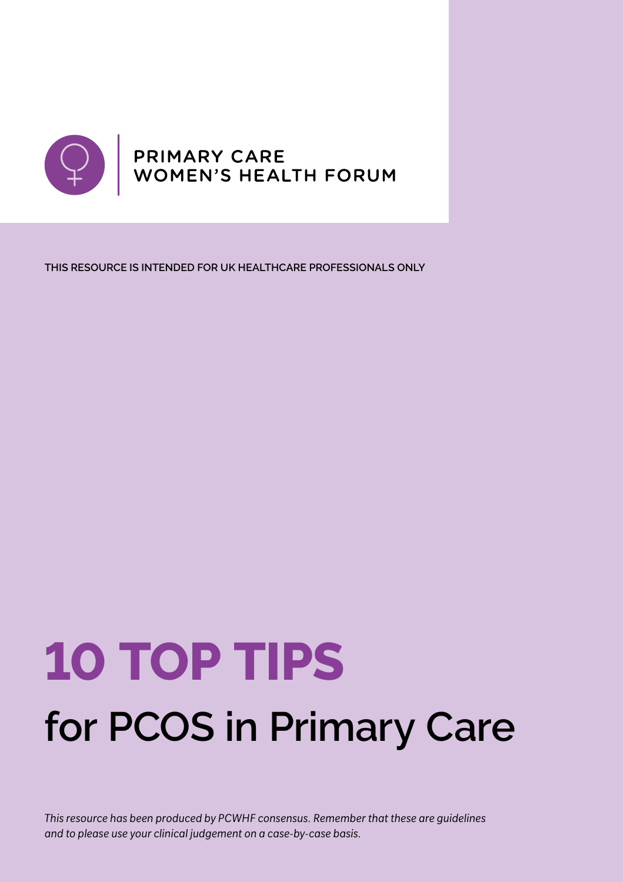PRIMARY CARE
WOMEN'S HEALTH FORUM

THIS RESOURCE IS INTENDED FOR UK HEALTHCARE PROFESSIONALS ONLY

# 10 TOP TIPS

## for PCOS in Primary Care

*This resource has been produced by PCWHF consensus. Remember that these are guidelines and to please use your clinical judgement on a case-by-case basis.*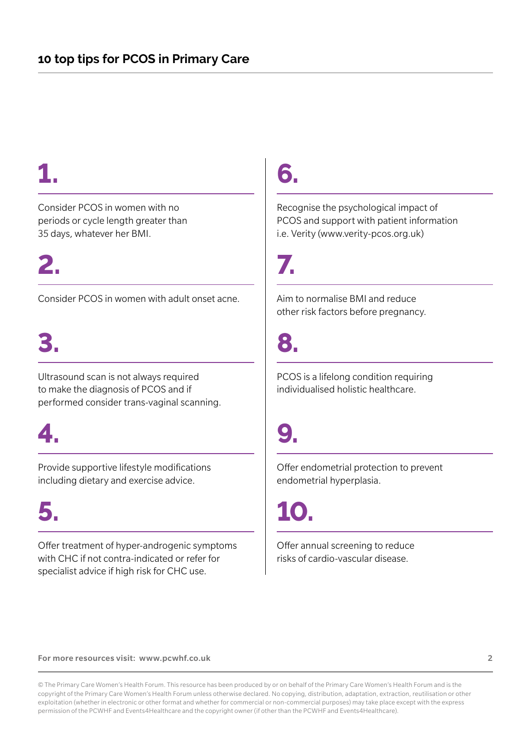## 10 top tips for PCOS in Primary Care

### 1.

Consider PCOS in women with no periods or cycle length greater than 35 days, whatever her BMI.

### 2.

Consider PCOS in women with adult onset acne.

### 3.

Ultrasound scan is not always required to make the diagnosis of PCOS and if performed consider trans-vaginal scanning.

### 4.

Provide supportive lifestyle modifications including dietary and exercise advice.

### 5.

Offer treatment of hyper-androgenic symptoms with CHC if not contra-indicated or refer for specialist advice if high risk for CHC use.

### 6.

Recognise the psychological impact of PCOS and support with patient information i.e. Verity (www.verity-pcos.org.uk)

### 7.

Aim to normalise BMI and reduce other risk factors before pregnancy.

### 8.

PCOS is a lifelong condition requiring individualised holistic healthcare.

### 9.

Offer endometrial protection to prevent endometrial hyperplasia.

### 10.

Offer annual screening to reduce risks of cardio-vascular disease.

**For more resources visit: www.pcwhf.co.uk**

© The Primary Care Women's Health Forum. This resource has been produced by or on behalf of the Primary Care Women's Health Forum and is the copyright of the Primary Care Women's Health Forum unless otherwise declared. No copying, distribution, adaptation, extraction, reutilisation or other exploitation (whether in electronic or other format and whether for commercial or non-commercial purposes) may take place except with the express permission of the PCWHF and Events4Healthcare and the copyright owner (if other than the PCWHF and Events4Healthcare).